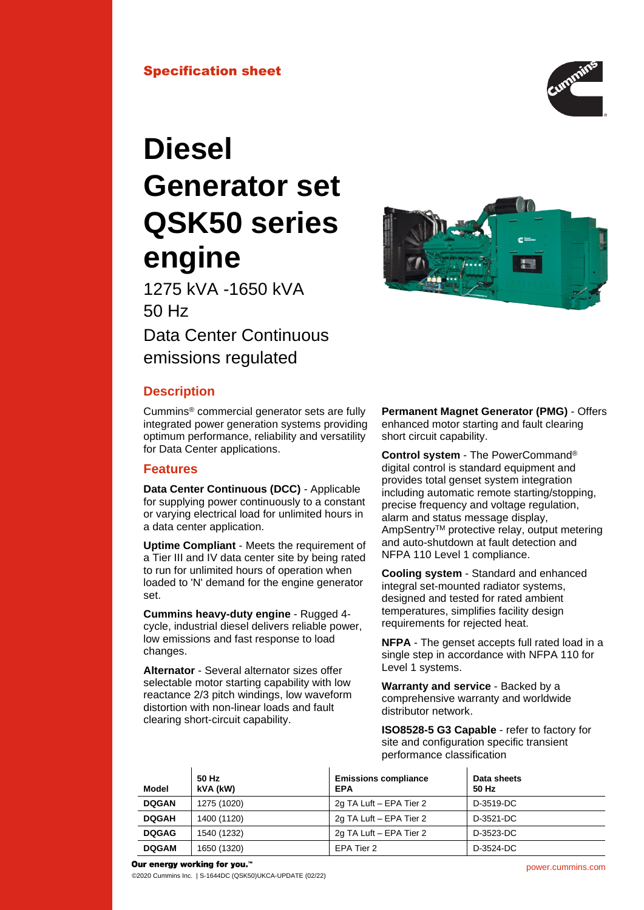Specification sheet

# Diesel Generator set QSK50 series engine

1275 kVA -1650 kVA
50 Hz
Data Center Continuous
emissions regulated

## Description

Cummins® commercial generator sets are fully integrated power generation systems providing optimum performance, reliability and versatility for Data Center applications.

## Features

**Data Center Continuous (DCC)** - Applicable for supplying power continuously to a constant or varying electrical load for unlimited hours in a data center application.

**Uptime Compliant** - Meets the requirement of a Tier III and IV data center site by being rated to run for unlimited hours of operation when loaded to 'N' demand for the engine generator set.

**Cummins heavy-duty engine** - Rugged 4-cycle, industrial diesel delivers reliable power, low emissions and fast response to load changes.

**Alternator** - Several alternator sizes offer selectable motor starting capability with low reactance 2/3 pitch windings, low waveform distortion with non-linear loads and fault clearing short-circuit capability.

**Permanent Magnet Generator (PMG)** - Offers enhanced motor starting and fault clearing short circuit capability.

**Control system** - The PowerCommand® digital control is standard equipment and provides total genset system integration including automatic remote starting/stopping, precise frequency and voltage regulation, alarm and status message display, AmpSentry™ protective relay, output metering and auto-shutdown at fault detection and NFPA 110 Level 1 compliance.

**Cooling system** - Standard and enhanced integral set-mounted radiator systems, designed and tested for rated ambient temperatures, simplifies facility design requirements for rejected heat.

**NFPA** - The genset accepts full rated load in a single step in accordance with NFPA 110 for Level 1 systems.

**Warranty and service** - Backed by a comprehensive warranty and worldwide distributor network.

**ISO8528-5 G3 Capable** - refer to factory for site and configuration specific transient performance classification

| Model | 50 Hz kVA (kW) | Emissions compliance EPA | Data sheets 50 Hz |
|---|---|---|---|
| **DQGAN** | 1275 (1020) | 2g TA Luft – EPA Tier 2 | D-3519-DC |
| **DQGAH** | 1400 (1120) | 2g TA Luft – EPA Tier 2 | D-3521-DC |
| **DQGAG** | 1540 (1232) | 2g TA Luft – EPA Tier 2 | D-3523-DC |
| **DQGAM** | 1650 (1320) | EPA Tier 2 | D-3524-DC |

**Our energy working for you.™**

©2020 Cummins Inc. | S-1644DC (QSK50)UKCA-UPDATE (02/22)

power.cummins.com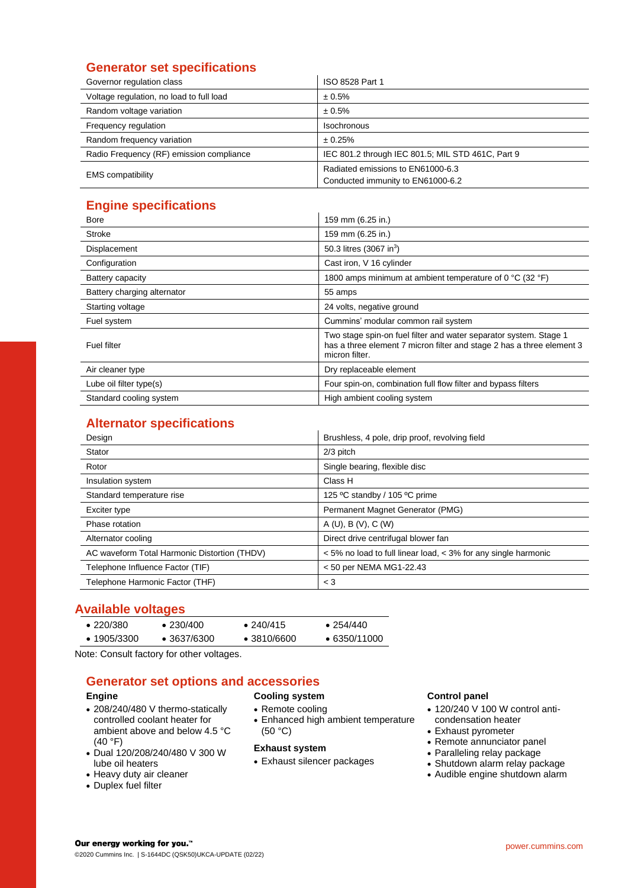## Generator set specifications

| | |
|---|---|
| Governor regulation class | ISO 8528 Part 1 |
| Voltage regulation, no load to full load | ± 0.5% |
| Random voltage variation | ± 0.5% |
| Frequency regulation | Isochronous |
| Random frequency variation | ± 0.25% |
| Radio Frequency (RF) emission compliance | IEC 801.2 through IEC 801.5; MIL STD 461C, Part 9 |
| EMS compatibility | Radiated emissions to EN61000-6.3<br>Conducted immunity to EN61000-6.2 |

## Engine specifications

| | |
|---|---|
| Bore | 159 mm (6.25 in.) |
| Stroke | 159 mm (6.25 in.) |
| Displacement | 50.3 litres (3067 $in^3$) |
| Configuration | Cast iron, V 16 cylinder |
| Battery capacity | 1800 amps minimum at ambient temperature of 0 °C (32 °F) |
| Battery charging alternator | 55 amps |
| Starting voltage | 24 volts, negative ground |
| Fuel system | Cummins' modular common rail system |
| Fuel filter | Two stage spin-on fuel filter and water separator system. Stage 1 has a three element 7 micron filter and stage 2 has a three element 3 micron filter. |
| Air cleaner type | Dry replaceable element |
| Lube oil filter type(s) | Four spin-on, combination full flow filter and bypass filters |
| Standard cooling system | High ambient cooling system |

## Alternator specifications

| | |
|---|---|
| Design | Brushless, 4 pole, drip proof, revolving field |
| Stator | 2/3 pitch |
| Rotor | Single bearing, flexible disc |
| Insulation system | Class H |
| Standard temperature rise | 125 ºC standby / 105 ºC prime |
| Exciter type | Permanent Magnet Generator (PMG) |
| Phase rotation | A (U), B (V), C (W) |
| Alternator cooling | Direct drive centrifugal blower fan |
| AC waveform Total Harmonic Distortion (THDV) | < 5% no load to full linear load, < 3% for any single harmonic |
| Telephone Influence Factor (TIF) | < 50 per NEMA MG1-22.43 |
| Telephone Harmonic Factor (THF) | < 3 |

## Available voltages

| | | | |
|---|---|---|---|
| • 220/380 | • 230/400 | • 240/415 | • 254/440 |
| • 1905/3300 | • 3637/6300 | • 3810/6600 | • 6350/11000 |

Note: Consult factory for other voltages.

## Generator set options and accessories

### Engine

- 208/240/480 V thermo-statically controlled coolant heater for ambient above and below 4.5 °C (40 °F)
- Dual 120/208/240/480 V 300 W lube oil heaters
- Heavy duty air cleaner
- Duplex fuel filter

### Cooling system

- Remote cooling
- Enhanced high ambient temperature (50 °C)

### Exhaust system

- Exhaust silencer packages

### Control panel

- 120/240 V 100 W control anti-condensation heater
- Exhaust pyrometer
- Remote annunciator panel
- Paralleling relay package
- Shutdown alarm relay package
- Audible engine shutdown alarm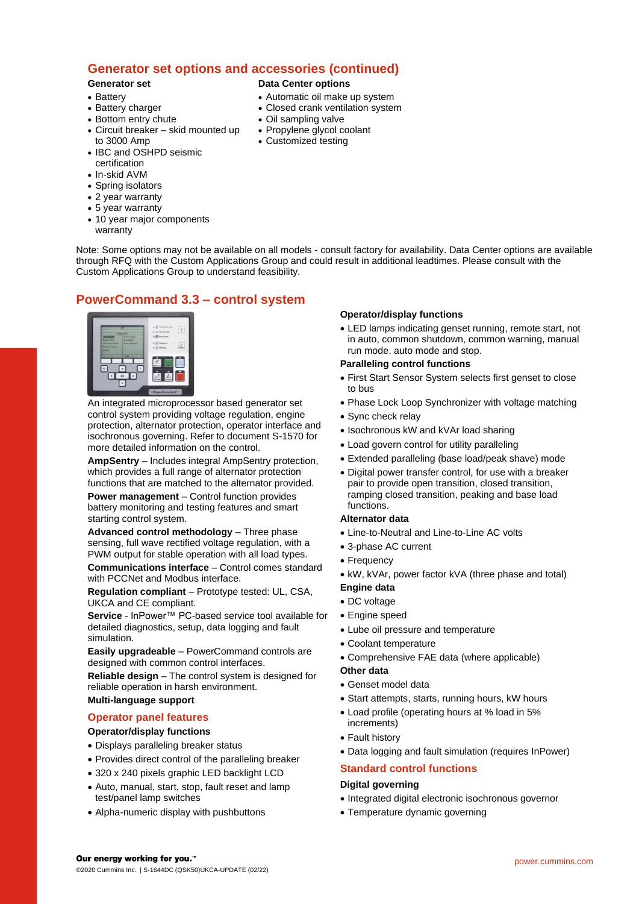## Generator set options and accessories (continued)

**Generator set**

- Battery
- Battery charger
- Bottom entry chute
- Circuit breaker – skid mounted up to 3000 Amp
- IBC and OSHPD seismic certification
- In-skid AVM
- Spring isolators
- 2 year warranty
- 5 year warranty
- 10 year major components warranty

**Data Center options**

- Automatic oil make up system
- Closed crank ventilation system
- Oil sampling valve
- Propylene glycol coolant
- Customized testing

Note: Some options may not be available on all models - consult factory for availability. Data Center options are available through RFQ with the Custom Applications Group and could result in additional leadtimes. Please consult with the Custom Applications Group to understand feasibility.

## PowerCommand 3.3 – control system

An integrated microprocessor based generator set control system providing voltage regulation, engine protection, alternator protection, operator interface and isochronous governing. Refer to document S-1570 for more detailed information on the control.

**AmpSentry** – Includes integral AmpSentry protection, which provides a full range of alternator protection functions that are matched to the alternator provided.

**Power management** – Control function provides battery monitoring and testing features and smart starting control system.

**Advanced control methodology** – Three phase sensing, full wave rectified voltage regulation, with a PWM output for stable operation with all load types.

**Communications interface** – Control comes standard with PCCNet and Modbus interface.

**Regulation compliant** – Prototype tested: UL, CSA, UKCA and CE compliant.

**Service** - InPower™ PC-based service tool available for detailed diagnostics, setup, data logging and fault simulation.

**Easily upgradeable** – PowerCommand controls are designed with common control interfaces.

**Reliable design** – The control system is designed for reliable operation in harsh environment.

**Multi-language support**

### Operator panel features

**Operator/display functions**

- Displays paralleling breaker status
- Provides direct control of the paralleling breaker
- 320 x 240 pixels graphic LED backlight LCD
- Auto, manual, start, stop, fault reset and lamp test/panel lamp switches
- Alpha-numeric display with pushbuttons

**Operator/display functions**

- LED lamps indicating genset running, remote start, not in auto, common shutdown, common warning, manual run mode, auto mode and stop.

**Paralleling control functions**

- First Start Sensor System selects first genset to close to bus
- Phase Lock Loop Synchronizer with voltage matching
- Sync check relay
- Isochronous kW and kVAr load sharing
- Load govern control for utility paralleling
- Extended paralleling (base load/peak shave) mode
- Digital power transfer control, for use with a breaker pair to provide open transition, closed transition, ramping closed transition, peaking and base load functions.

**Alternator data**

- Line-to-Neutral and Line-to-Line AC volts
- 3-phase AC current
- Frequency
- kW, kVAr, power factor kVA (three phase and total)

**Engine data**

- DC voltage
- Engine speed
- Lube oil pressure and temperature
- Coolant temperature
- Comprehensive FAE data (where applicable)

**Other data**

- Genset model data
- Start attempts, starts, running hours, kW hours
- Load profile (operating hours at % load in 5% increments)
- Fault history
- Data logging and fault simulation (requires InPower)

### Standard control functions

**Digital governing**

- Integrated digital electronic isochronous governor
- Temperature dynamic governing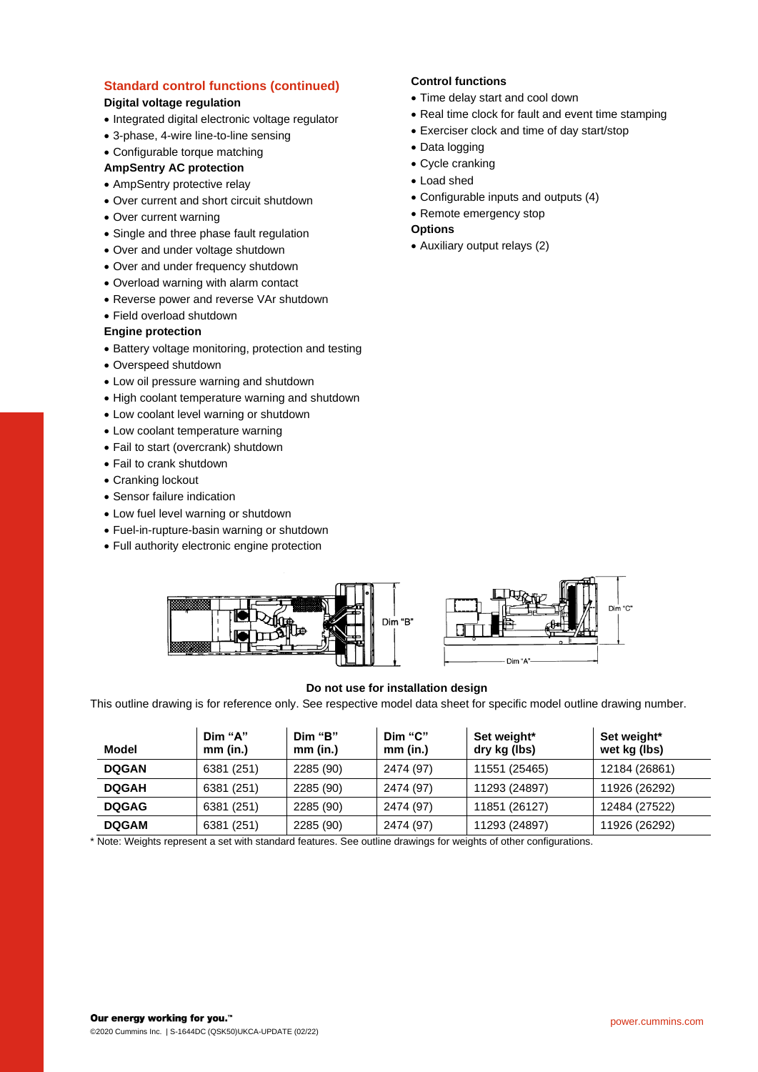## Standard control functions (continued)

**Digital voltage regulation**

- Integrated digital electronic voltage regulator
- 3-phase, 4-wire line-to-line sensing
- Configurable torque matching

**AmpSentry AC protection**

- AmpSentry protective relay
- Over current and short circuit shutdown
- Over current warning
- Single and three phase fault regulation
- Over and under voltage shutdown
- Over and under frequency shutdown
- Overload warning with alarm contact
- Reverse power and reverse VAr shutdown
- Field overload shutdown

**Engine protection**

- Battery voltage monitoring, protection and testing
- Overspeed shutdown
- Low oil pressure warning and shutdown
- High coolant temperature warning and shutdown
- Low coolant level warning or shutdown
- Low coolant temperature warning
- Fail to start (overcrank) shutdown
- Fail to crank shutdown
- Cranking lockout
- Sensor failure indication
- Low fuel level warning or shutdown
- Fuel-in-rupture-basin warning or shutdown
- Full authority electronic engine protection

**Control functions**

- Time delay start and cool down
- Real time clock for fault and event time stamping
- Exerciser clock and time of day start/stop
- Data logging
- Cycle cranking
- Load shed
- Configurable inputs and outputs (4)
- Remote emergency stop

**Options**

- Auxiliary output relays (2)

Dim "B"

Dim "C"

Dim "A"

**Do not use for installation design**

This outline drawing is for reference only. See respective model data sheet for specific model outline drawing number.

| Model | Dim "A" mm (in.) | Dim "B" mm (in.) | Dim "C" mm (in.) | Set weight* dry kg (lbs) | Set weight* wet kg (lbs) |
|---|---|---|---|---|---|
| **DQGAN** | 6381 (251) | 2285 (90) | 2474 (97) | 11551 (25465) | 12184 (26861) |
| **DQGAH** | 6381 (251) | 2285 (90) | 2474 (97) | 11293 (24897) | 11926 (26292) |
| **DQGAG** | 6381 (251) | 2285 (90) | 2474 (97) | 11851 (26127) | 12484 (27522) |
| **DQGAM** | 6381 (251) | 2285 (90) | 2474 (97) | 11293 (24897) | 11926 (26292) |

* Note: Weights represent a set with standard features. See outline drawings for weights of other configurations.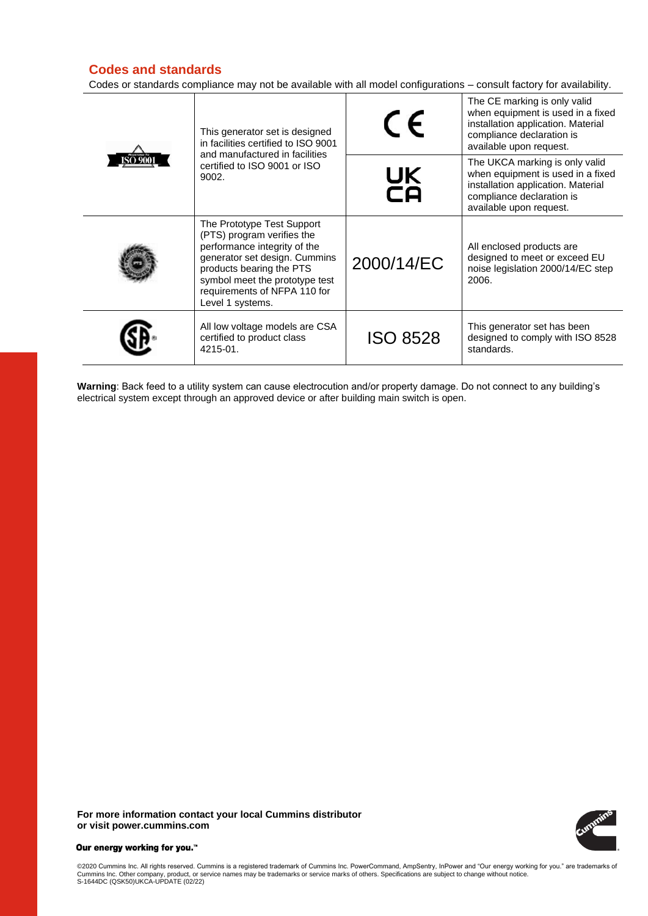## Codes and standards

Codes or standards compliance may not be available with all model configurations – consult factory for availability.

| | | | |
|---|---|---|---|
| ISO 9001 | This generator set is designed in facilities certified to ISO 9001 and manufactured in facilities certified to ISO 9001 or ISO 9002. | CE | The CE marking is only valid when equipment is used in a fixed installation application. Material compliance declaration is available upon request. |
| | | UK CA | The UKCA marking is only valid when equipment is used in a fixed installation application. Material compliance declaration is available upon request. |
| PTS | The Prototype Test Support (PTS) program verifies the performance integrity of the generator set design. Cummins products bearing the PTS symbol meet the prototype test requirements of NFPA 110 for Level 1 systems. | 2000/14/EC | All enclosed products are designed to meet or exceed EU noise legislation 2000/14/EC step 2006. |
| CSA | All low voltage models are CSA certified to product class 4215-01. | ISO 8528 | This generator set has been designed to comply with ISO 8528 standards. |

**Warning**: Back feed to a utility system can cause electrocution and/or property damage. Do not connect to any building's electrical system except through an approved device or after building main switch is open.

**For more information contact your local Cummins distributor or visit power.cummins.com**

**Our energy working for you.™**

©2020 Cummins Inc. All rights reserved. Cummins is a registered trademark of Cummins Inc. PowerCommand, AmpSentry, InPower and "Our energy working for you." are trademarks of Cummins Inc. Other company, product, or service names may be trademarks or service marks of others. Specifications are subject to change without notice.
S-1644DC (QSK50)UKCA-UPDATE (02/22)